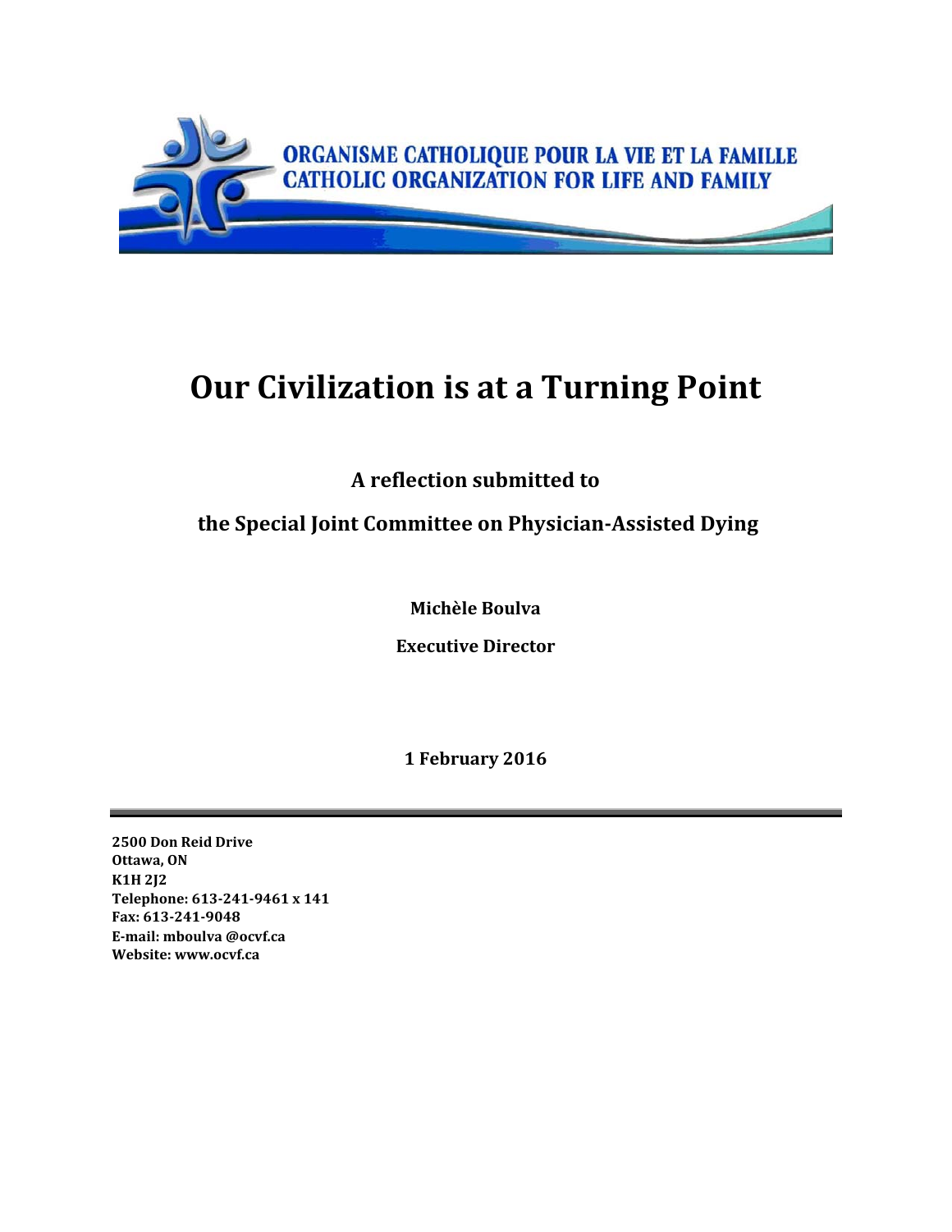ORGANISME CATHOLIQUE POUR LA VIE ET LA FAMILLE
CATHOLIC ORGANIZATION FOR LIFE AND FAMILY

# Our Civilization is at a Turning Point

**A reflection submitted to**

**the Special Joint Committee on Physician-Assisted Dying**

**Michèle Boulva**

**Executive Director**

**1 February 2016**

---

**2500 Don Reid Drive**
**Ottawa, ON**
**K1H 2J2**
**Telephone: 613-241-9461 x 141**
**Fax: 613-241-9048**
**E-mail: mboulva @ocvf.ca**
**Website: www.ocvf.ca**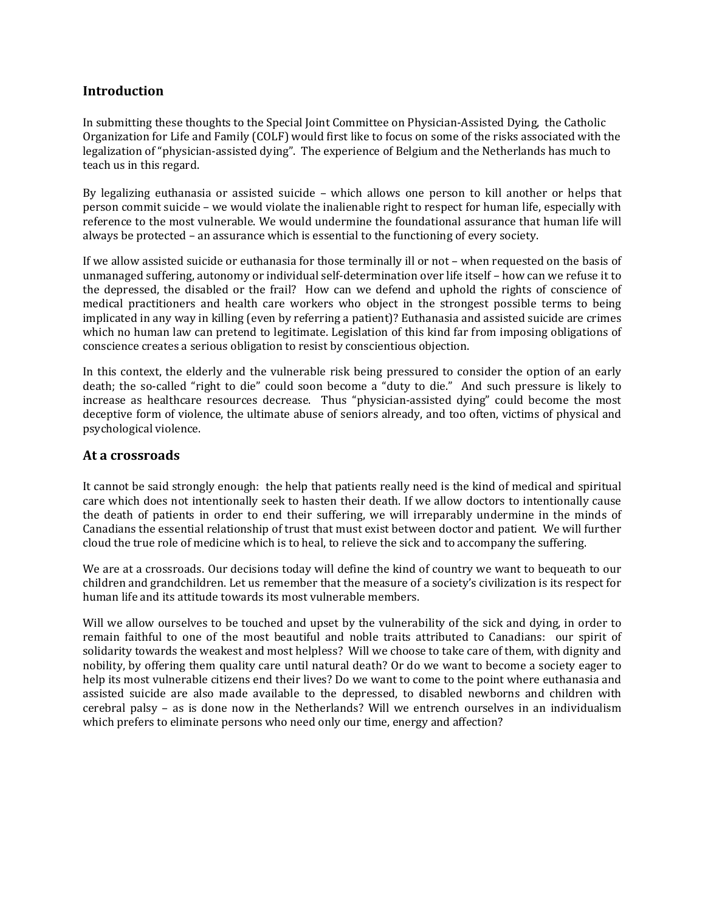## Introduction

In submitting these thoughts to the Special Joint Committee on Physician-Assisted Dying, the Catholic Organization for Life and Family (COLF) would first like to focus on some of the risks associated with the legalization of "physician-assisted dying". The experience of Belgium and the Netherlands has much to teach us in this regard.

By legalizing euthanasia or assisted suicide – which allows one person to kill another or helps that person commit suicide – we would violate the inalienable right to respect for human life, especially with reference to the most vulnerable. We would undermine the foundational assurance that human life will always be protected – an assurance which is essential to the functioning of every society.

If we allow assisted suicide or euthanasia for those terminally ill or not – when requested on the basis of unmanaged suffering, autonomy or individual self-determination over life itself – how can we refuse it to the depressed, the disabled or the frail? How can we defend and uphold the rights of conscience of medical practitioners and health care workers who object in the strongest possible terms to being implicated in any way in killing (even by referring a patient)? Euthanasia and assisted suicide are crimes which no human law can pretend to legitimate. Legislation of this kind far from imposing obligations of conscience creates a serious obligation to resist by conscientious objection.

In this context, the elderly and the vulnerable risk being pressured to consider the option of an early death; the so-called "right to die" could soon become a "duty to die." And such pressure is likely to increase as healthcare resources decrease. Thus "physician-assisted dying" could become the most deceptive form of violence, the ultimate abuse of seniors already, and too often, victims of physical and psychological violence.

## At a crossroads

It cannot be said strongly enough: the help that patients really need is the kind of medical and spiritual care which does not intentionally seek to hasten their death. If we allow doctors to intentionally cause the death of patients in order to end their suffering, we will irreparably undermine in the minds of Canadians the essential relationship of trust that must exist between doctor and patient. We will further cloud the true role of medicine which is to heal, to relieve the sick and to accompany the suffering.

We are at a crossroads. Our decisions today will define the kind of country we want to bequeath to our children and grandchildren. Let us remember that the measure of a society's civilization is its respect for human life and its attitude towards its most vulnerable members.

Will we allow ourselves to be touched and upset by the vulnerability of the sick and dying, in order to remain faithful to one of the most beautiful and noble traits attributed to Canadians: our spirit of solidarity towards the weakest and most helpless? Will we choose to take care of them, with dignity and nobility, by offering them quality care until natural death? Or do we want to become a society eager to help its most vulnerable citizens end their lives? Do we want to come to the point where euthanasia and assisted suicide are also made available to the depressed, to disabled newborns and children with cerebral palsy – as is done now in the Netherlands? Will we entrench ourselves in an individualism which prefers to eliminate persons who need only our time, energy and affection?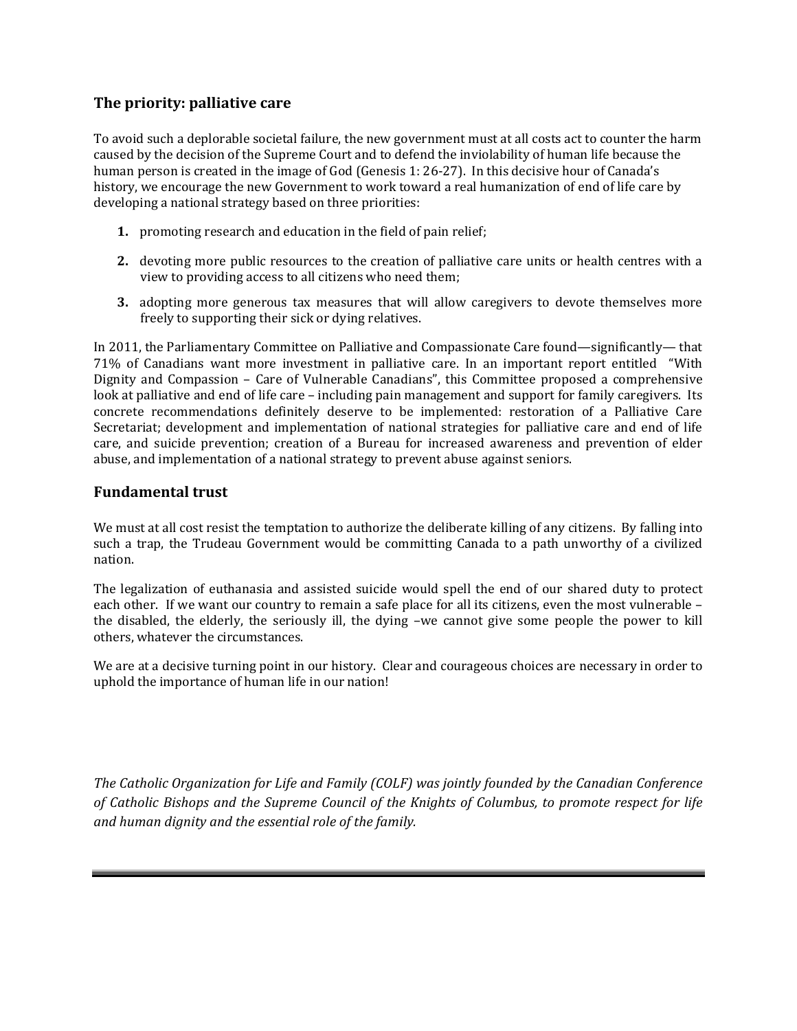## The priority: palliative care

To avoid such a deplorable societal failure, the new government must at all costs act to counter the harm caused by the decision of the Supreme Court and to defend the inviolability of human life because the human person is created in the image of God (Genesis 1: 26-27). In this decisive hour of Canada's history, we encourage the new Government to work toward a real humanization of end of life care by developing a national strategy based on three priorities:

1. promoting research and education in the field of pain relief;
2. devoting more public resources to the creation of palliative care units or health centres with a view to providing access to all citizens who need them;
3. adopting more generous tax measures that will allow caregivers to devote themselves more freely to supporting their sick or dying relatives.

In 2011, the Parliamentary Committee on Palliative and Compassionate Care found—significantly— that 71% of Canadians want more investment in palliative care. In an important report entitled "With Dignity and Compassion – Care of Vulnerable Canadians", this Committee proposed a comprehensive look at palliative and end of life care – including pain management and support for family caregivers. Its concrete recommendations definitely deserve to be implemented: restoration of a Palliative Care Secretariat; development and implementation of national strategies for palliative care and end of life care, and suicide prevention; creation of a Bureau for increased awareness and prevention of elder abuse, and implementation of a national strategy to prevent abuse against seniors.

## Fundamental trust

We must at all cost resist the temptation to authorize the deliberate killing of any citizens. By falling into such a trap, the Trudeau Government would be committing Canada to a path unworthy of a civilized nation.

The legalization of euthanasia and assisted suicide would spell the end of our shared duty to protect each other. If we want our country to remain a safe place for all its citizens, even the most vulnerable – the disabled, the elderly, the seriously ill, the dying –we cannot give some people the power to kill others, whatever the circumstances.

We are at a decisive turning point in our history. Clear and courageous choices are necessary in order to uphold the importance of human life in our nation!

*The Catholic Organization for Life and Family (COLF) was jointly founded by the Canadian Conference of Catholic Bishops and the Supreme Council of the Knights of Columbus, to promote respect for life and human dignity and the essential role of the family.*